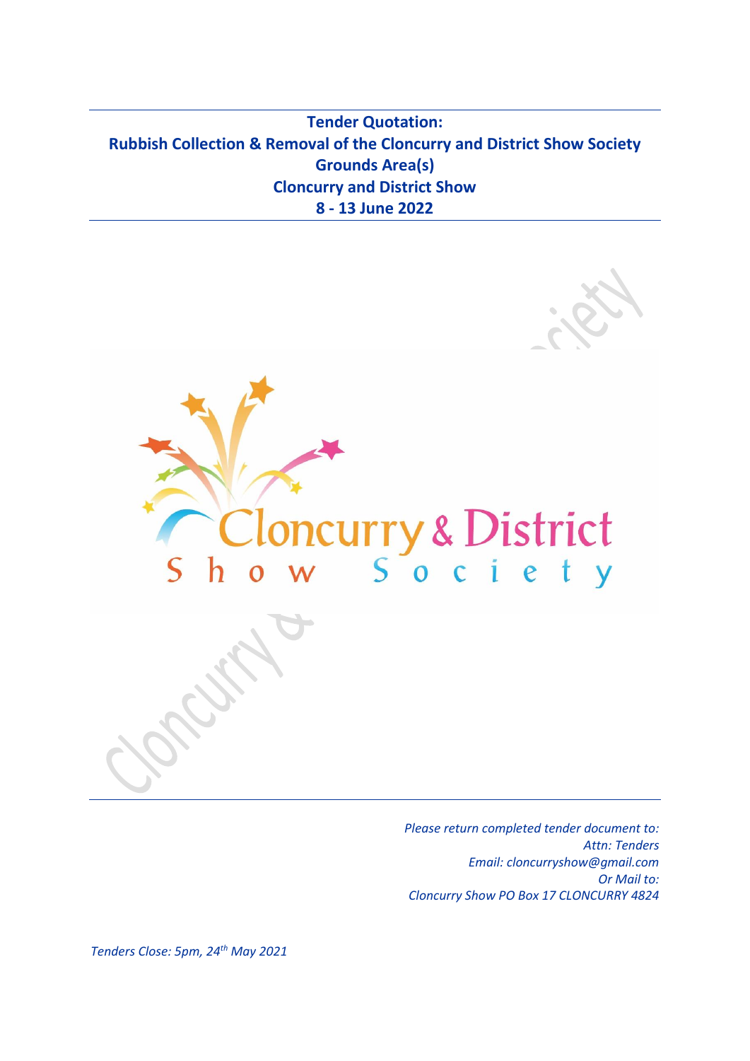# Tender Quotation:
# Rubbish Collection & Removal of the Cloncurry and District Show Society Grounds Area(s)
# Cloncurry and District Show
# 8 - 13 June 2022

Cloncurry & District
Show Society

*Please return completed tender document to:*
*Attn: Tenders*
*Email: cloncurryshow@gmail.com*
*Or Mail to:*
*Cloncurry Show PO Box 17 CLONCURRY 4824*

*Tenders Close: 5pm, 24th May 2021*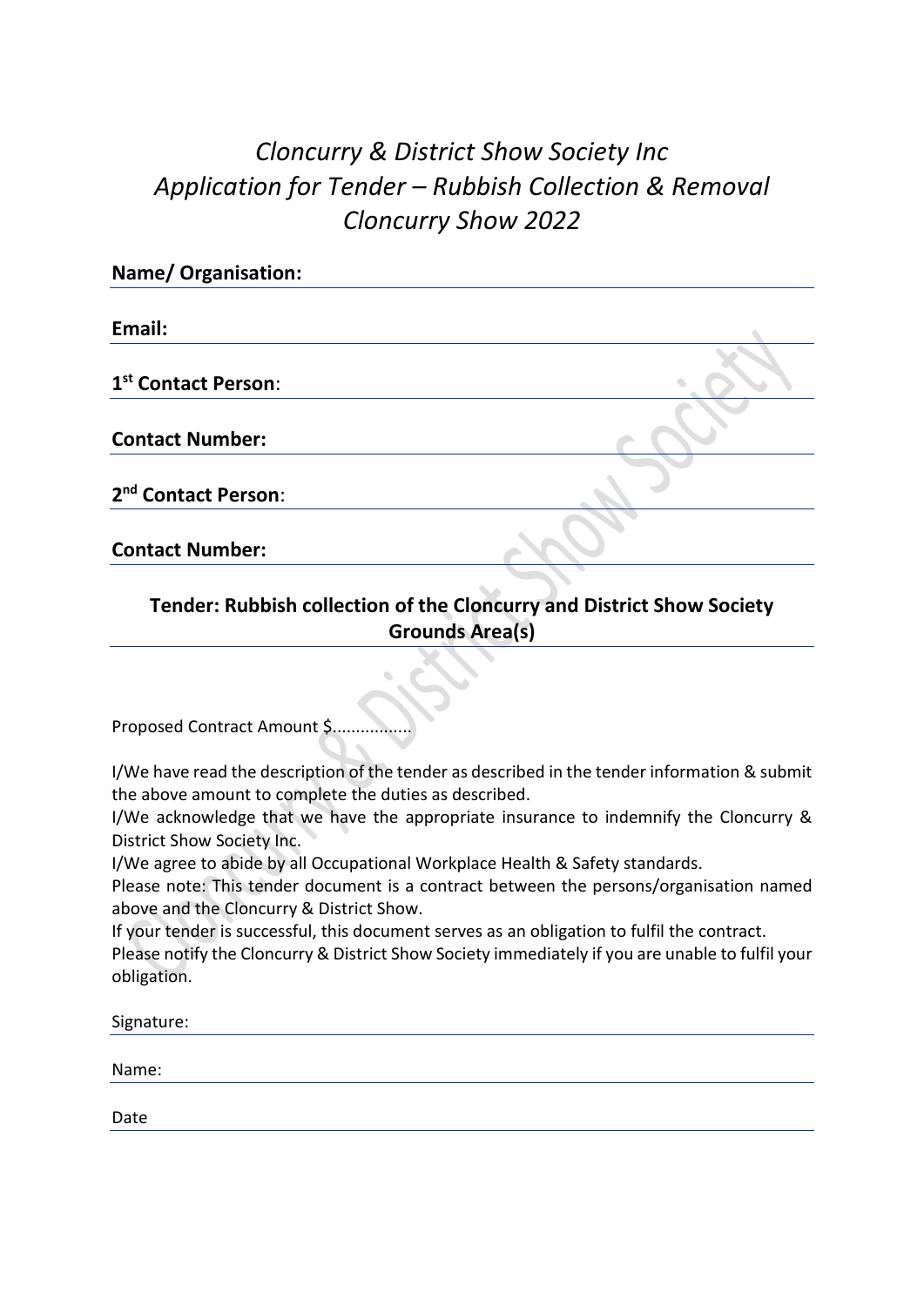# *Cloncurry & District Show Society Inc*
# *Application for Tender – Rubbish Collection & Removal*
# *Cloncurry Show 2022*

**Name/ Organisation:**

**Email:**

**1st Contact Person**:

**Contact Number:**

**2nd Contact Person**:

**Contact Number:**

**Tender: Rubbish collection of the Cloncurry and District Show Society Grounds Area(s)**

Proposed Contract Amount $.................

I/We have read the description of the tender as described in the tender information & submit the above amount to complete the duties as described.
I/We acknowledge that we have the appropriate insurance to indemnify the Cloncurry & District Show Society Inc.
I/We agree to abide by all Occupational Workplace Health & Safety standards.
Please note: This tender document is a contract between the persons/organisation named above and the Cloncurry & District Show.
If your tender is successful, this document serves as an obligation to fulfil the contract.
Please notify the Cloncurry & District Show Society immediately if you are unable to fulfil your obligation.

Signature:

Name:

Date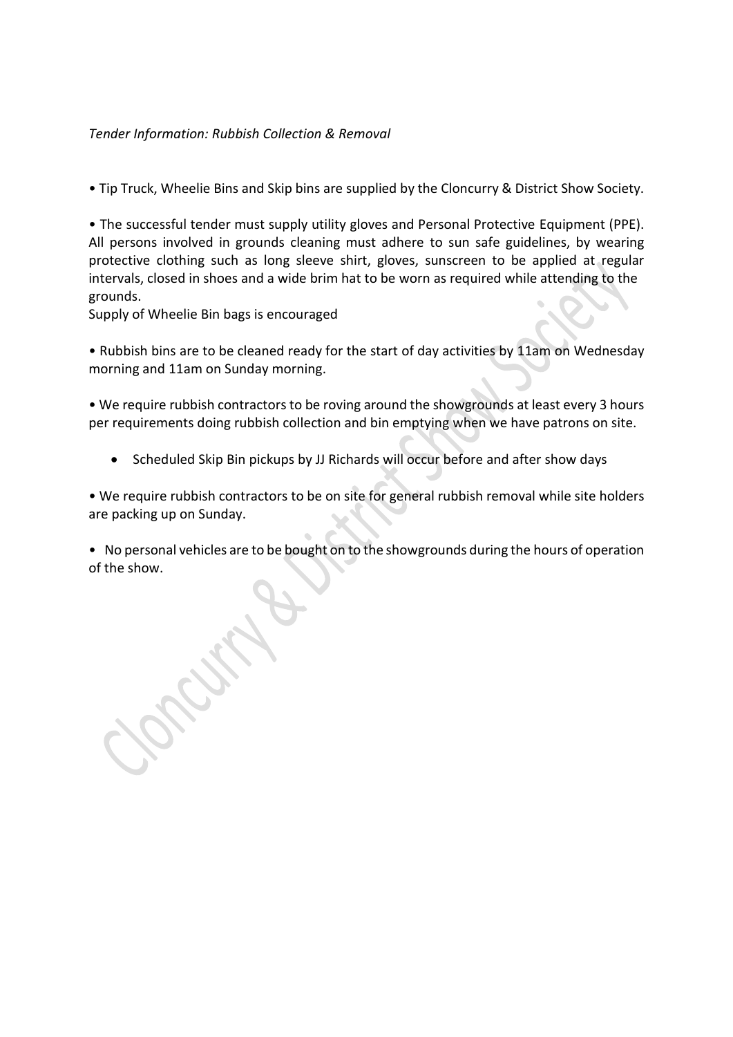*Tender Information: Rubbish Collection & Removal*

• Tip Truck, Wheelie Bins and Skip bins are supplied by the Cloncurry & District Show Society.

• The successful tender must supply utility gloves and Personal Protective Equipment (PPE). All persons involved in grounds cleaning must adhere to sun safe guidelines, by wearing protective clothing such as long sleeve shirt, gloves, sunscreen to be applied at regular intervals, closed in shoes and a wide brim hat to be worn as required while attending to the grounds.
Supply of Wheelie Bin bags is encouraged

• Rubbish bins are to be cleaned ready for the start of day activities by 11am on Wednesday morning and 11am on Sunday morning.

• We require rubbish contractors to be roving around the showgrounds at least every 3 hours per requirements doing rubbish collection and bin emptying when we have patrons on site.

- Scheduled Skip Bin pickups by JJ Richards will occur before and after show days

• We require rubbish contractors to be on site for general rubbish removal while site holders are packing up on Sunday.

• No personal vehicles are to be bought on to the showgrounds during the hours of operation of the show.